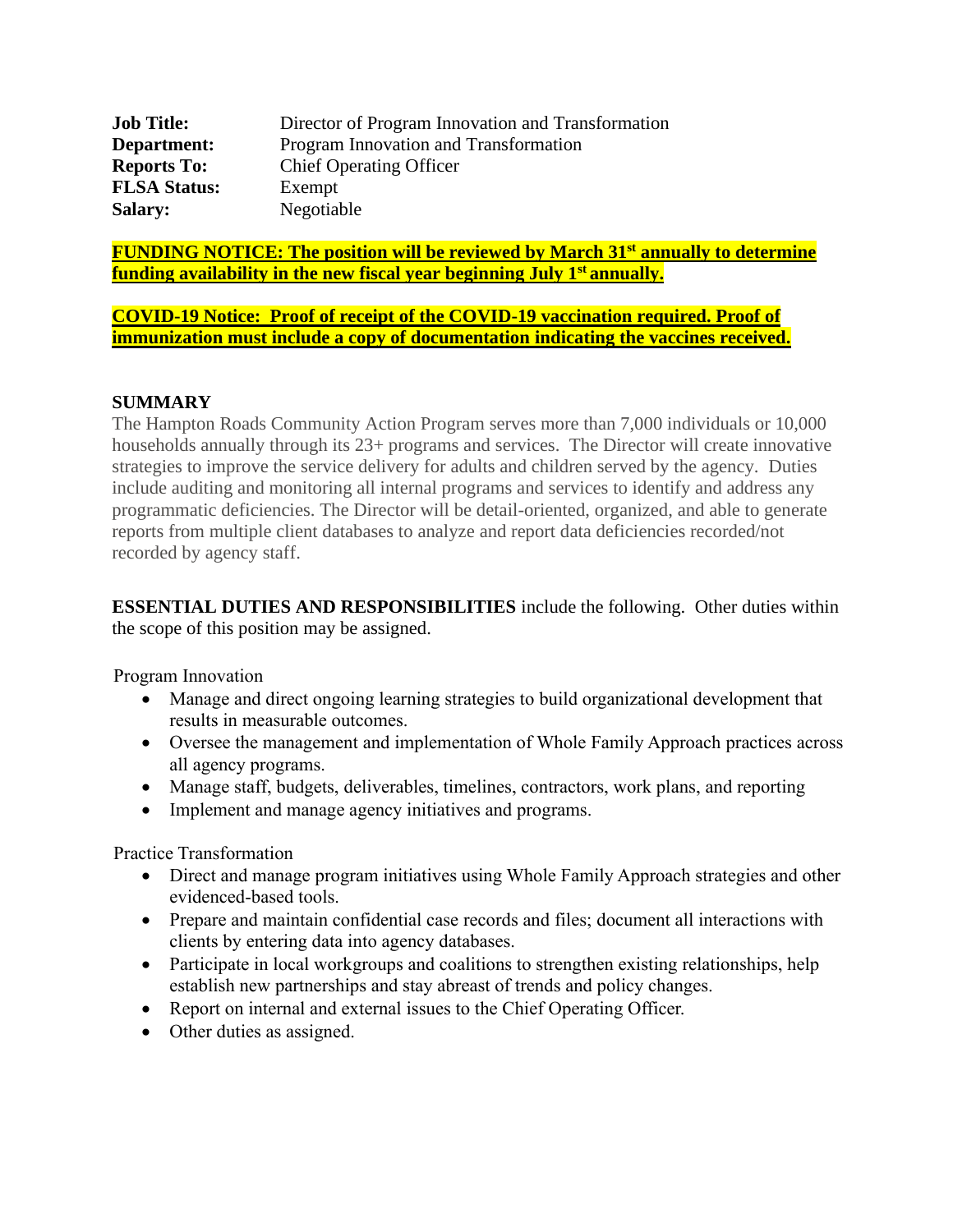**Job Title:** Director of Program Innovation and Transformation
**Department:** Program Innovation and Transformation
**Reports To:** Chief Operating Officer
**FLSA Status:** Exempt
**Salary:** Negotiable

**FUNDING NOTICE: The position will be reviewed by March 31st annually to determine funding availability in the new fiscal year beginning July 1st annually.**

**COVID-19 Notice: Proof of receipt of the COVID-19 vaccination required. Proof of immunization must include a copy of documentation indicating the vaccines received.**

## SUMMARY

The Hampton Roads Community Action Program serves more than 7,000 individuals or 10,000 households annually through its 23+ programs and services. The Director will create innovative strategies to improve the service delivery for adults and children served by the agency. Duties include auditing and monitoring all internal programs and services to identify and address any programmatic deficiencies. The Director will be detail-oriented, organized, and able to generate reports from multiple client databases to analyze and report data deficiencies recorded/not recorded by agency staff.

**ESSENTIAL DUTIES AND RESPONSIBILITIES** include the following. Other duties within the scope of this position may be assigned.

Program Innovation

- Manage and direct ongoing learning strategies to build organizational development that results in measurable outcomes.
- Oversee the management and implementation of Whole Family Approach practices across all agency programs.
- Manage staff, budgets, deliverables, timelines, contractors, work plans, and reporting
- Implement and manage agency initiatives and programs.

Practice Transformation

- Direct and manage program initiatives using Whole Family Approach strategies and other evidenced-based tools.
- Prepare and maintain confidential case records and files; document all interactions with clients by entering data into agency databases.
- Participate in local workgroups and coalitions to strengthen existing relationships, help establish new partnerships and stay abreast of trends and policy changes.
- Report on internal and external issues to the Chief Operating Officer.
- Other duties as assigned.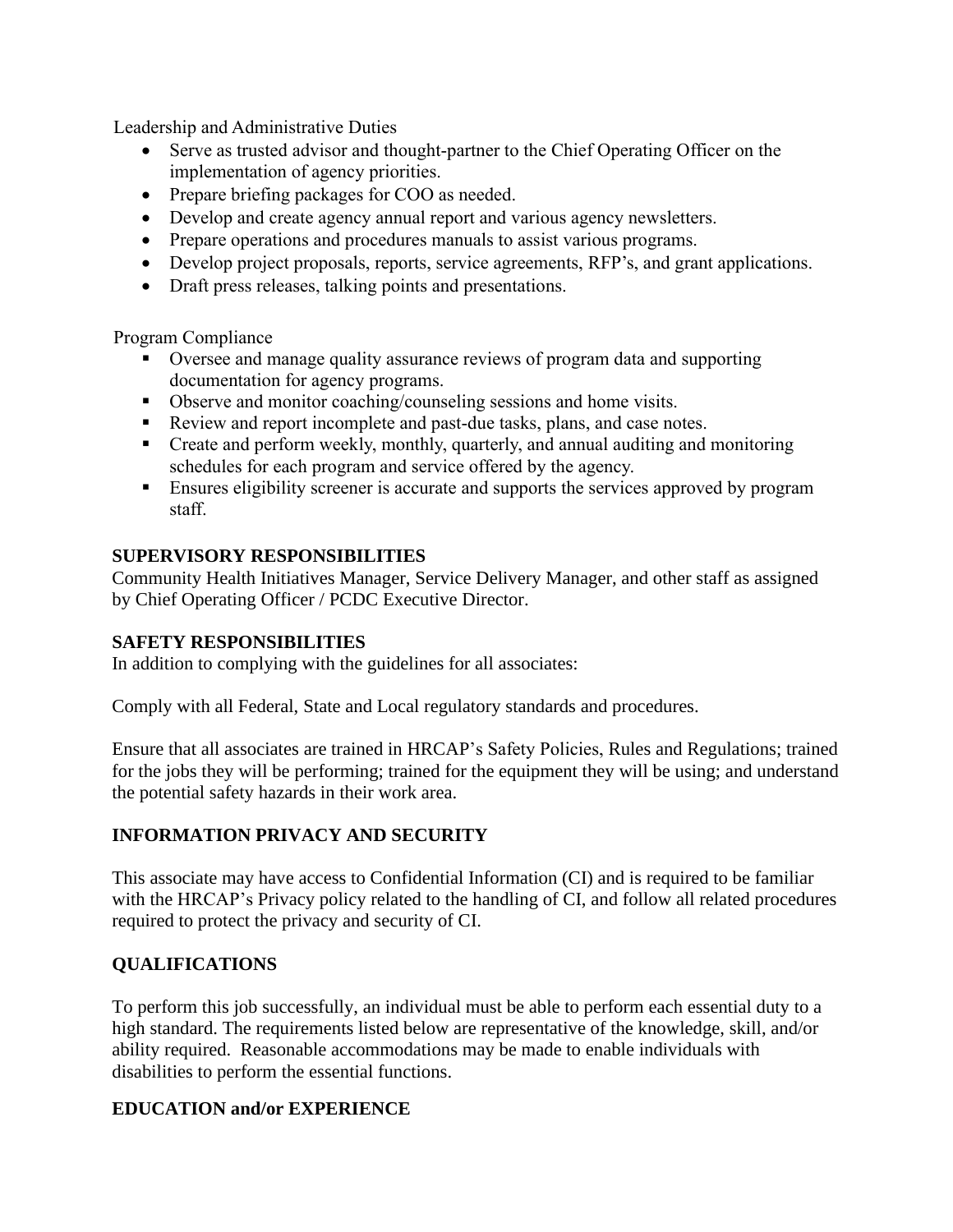Leadership and Administrative Duties

- Serve as trusted advisor and thought-partner to the Chief Operating Officer on the implementation of agency priorities.
- Prepare briefing packages for COO as needed.
- Develop and create agency annual report and various agency newsletters.
- Prepare operations and procedures manuals to assist various programs.
- Develop project proposals, reports, service agreements, RFP's, and grant applications.
- Draft press releases, talking points and presentations.

Program Compliance

- Oversee and manage quality assurance reviews of program data and supporting documentation for agency programs.
- Observe and monitor coaching/counseling sessions and home visits.
- Review and report incomplete and past-due tasks, plans, and case notes.
- Create and perform weekly, monthly, quarterly, and annual auditing and monitoring schedules for each program and service offered by the agency.
- Ensures eligibility screener is accurate and supports the services approved by program staff.

**SUPERVISORY RESPONSIBILITIES**

Community Health Initiatives Manager, Service Delivery Manager, and other staff as assigned by Chief Operating Officer / PCDC Executive Director.

**SAFETY RESPONSIBILITIES**

In addition to complying with the guidelines for all associates:

Comply with all Federal, State and Local regulatory standards and procedures.

Ensure that all associates are trained in HRCAP's Safety Policies, Rules and Regulations; trained for the jobs they will be performing; trained for the equipment they will be using; and understand the potential safety hazards in their work area.

**INFORMATION PRIVACY AND SECURITY**

This associate may have access to Confidential Information (CI) and is required to be familiar with the HRCAP's Privacy policy related to the handling of CI, and follow all related procedures required to protect the privacy and security of CI.

**QUALIFICATIONS**

To perform this job successfully, an individual must be able to perform each essential duty to a high standard. The requirements listed below are representative of the knowledge, skill, and/or ability required. Reasonable accommodations may be made to enable individuals with disabilities to perform the essential functions.

**EDUCATION and/or EXPERIENCE**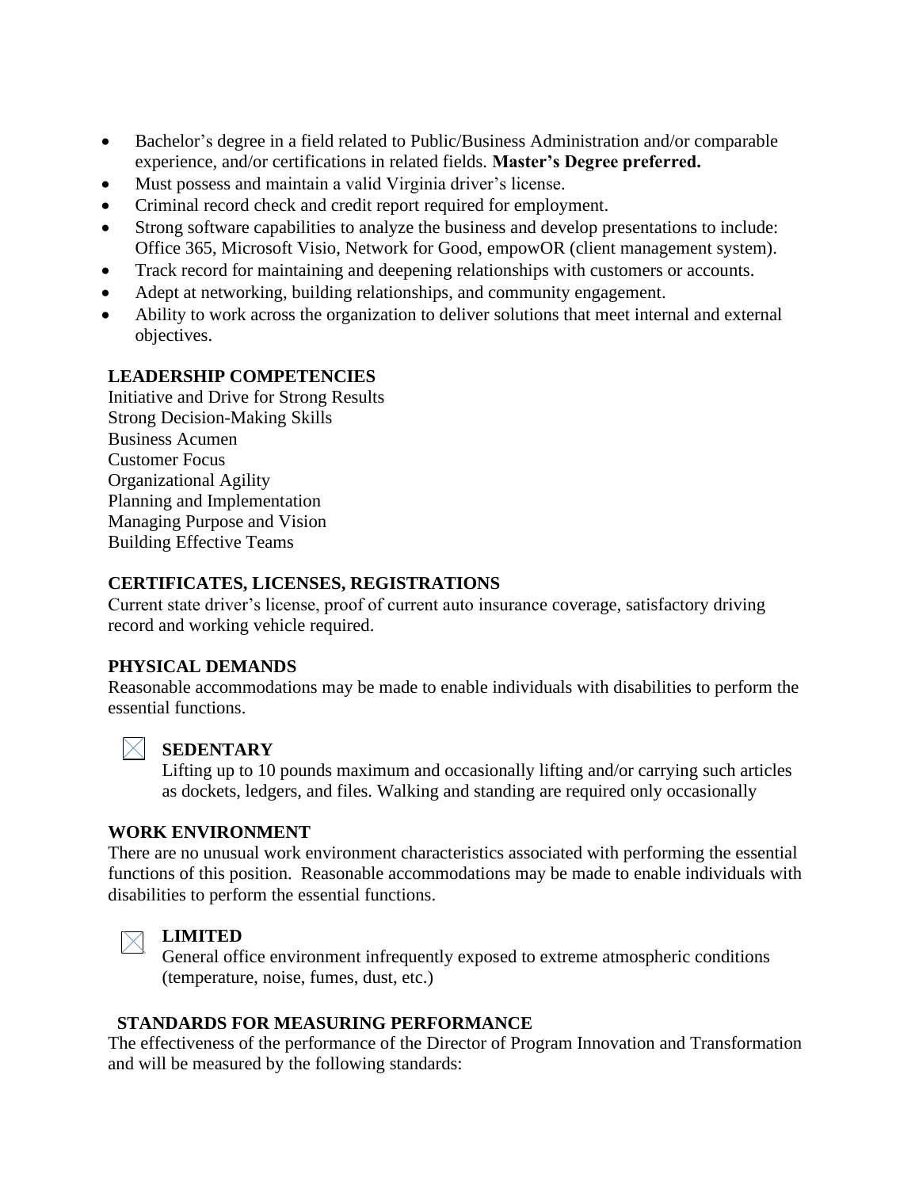- Bachelor's degree in a field related to Public/Business Administration and/or comparable experience, and/or certifications in related fields. **Master's Degree preferred.**
- Must possess and maintain a valid Virginia driver's license.
- Criminal record check and credit report required for employment.
- Strong software capabilities to analyze the business and develop presentations to include: Office 365, Microsoft Visio, Network for Good, empowOR (client management system).
- Track record for maintaining and deepening relationships with customers or accounts.
- Adept at networking, building relationships, and community engagement.
- Ability to work across the organization to deliver solutions that meet internal and external objectives.

**LEADERSHIP COMPETENCIES**

Initiative and Drive for Strong Results
Strong Decision-Making Skills
Business Acumen
Customer Focus
Organizational Agility
Planning and Implementation
Managing Purpose and Vision
Building Effective Teams

**CERTIFICATES, LICENSES, REGISTRATIONS**

Current state driver's license, proof of current auto insurance coverage, satisfactory driving record and working vehicle required.

**PHYSICAL DEMANDS**

Reasonable accommodations may be made to enable individuals with disabilities to perform the essential functions.

☒ **SEDENTARY**
Lifting up to 10 pounds maximum and occasionally lifting and/or carrying such articles as dockets, ledgers, and files. Walking and standing are required only occasionally

**WORK ENVIRONMENT**

There are no unusual work environment characteristics associated with performing the essential functions of this position. Reasonable accommodations may be made to enable individuals with disabilities to perform the essential functions.

☒ **LIMITED**
General office environment infrequently exposed to extreme atmospheric conditions (temperature, noise, fumes, dust, etc.)

**STANDARDS FOR MEASURING PERFORMANCE**

The effectiveness of the performance of the Director of Program Innovation and Transformation and will be measured by the following standards: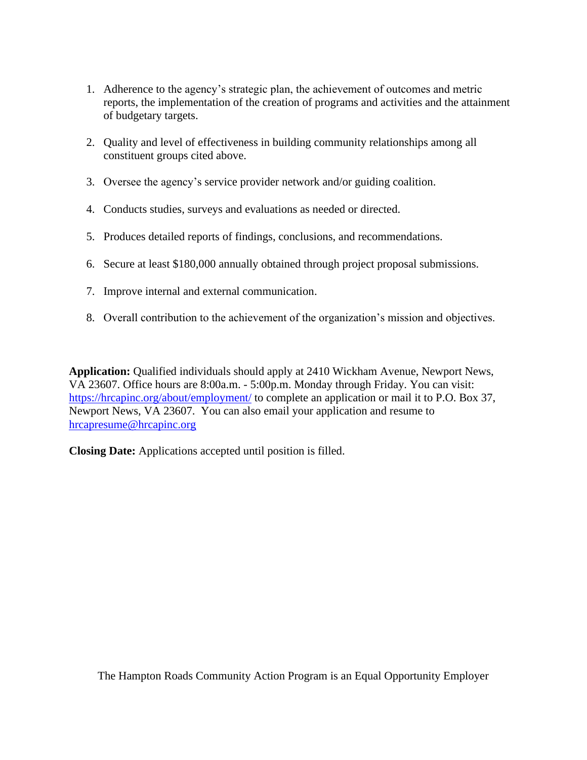1. Adherence to the agency's strategic plan, the achievement of outcomes and metric reports, the implementation of the creation of programs and activities and the attainment of budgetary targets.

2. Quality and level of effectiveness in building community relationships among all constituent groups cited above.

3. Oversee the agency's service provider network and/or guiding coalition.

4. Conducts studies, surveys and evaluations as needed or directed.

5. Produces detailed reports of findings, conclusions, and recommendations.

6. Secure at least $180,000 annually obtained through project proposal submissions.

7. Improve internal and external communication.

8. Overall contribution to the achievement of the organization's mission and objectives.

**Application:** Qualified individuals should apply at 2410 Wickham Avenue, Newport News, VA 23607. Office hours are 8:00a.m. - 5:00p.m. Monday through Friday. You can visit: https://hrcapinc.org/about/employment/ to complete an application or mail it to P.O. Box 37, Newport News, VA 23607. You can also email your application and resume to hrcapresume@hrcapinc.org

**Closing Date:** Applications accepted until position is filled.

The Hampton Roads Community Action Program is an Equal Opportunity Employer